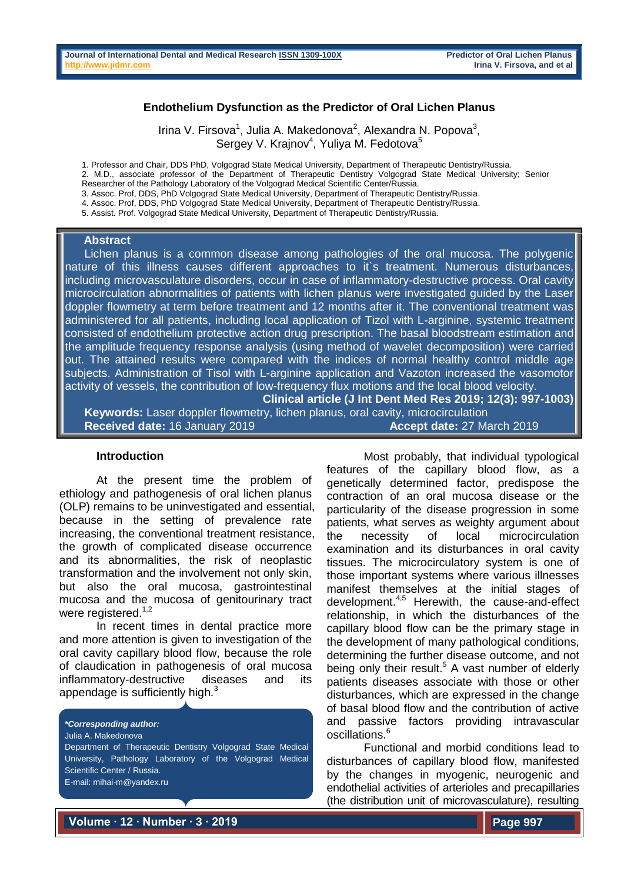# Endothelium Dysfunction as the Predictor of Oral Lichen Planus

Irina V. Firsova[1], Julia A. Makedonova[2], Alexandra N. Popova[3], Sergey V. Krajnov[4], Yuliya M. Fedotova[5]

1. Professor and Chair, DDS PhD, Volgograd State Medical University, Department of Therapeutic Dentistry/Russia.
2. M.D., associate professor of the Department of Therapeutic Dentistry Volgograd State Medical University; Senior Researcher of the Pathology Laboratory of the Volgograd Medical Scientific Center/Russia.
3. Assoc. Prof, DDS, PhD Volgograd State Medical University, Department of Therapeutic Dentistry/Russia.
4. Assoc. Prof, DDS, PhD Volgograd State Medical University, Department of Therapeutic Dentistry/Russia.
5. Assist. Prof. Volgograd State Medical University, Department of Therapeutic Dentistry/Russia.

## Abstract

Lichen planus is a common disease among pathologies of the oral mucosa. The polygenic nature of this illness causes different approaches to it`s treatment. Numerous disturbances, including microvasculature disorders, occur in case of inflammatory-destructive process. Oral cavity microcirculation abnormalities of patients with lichen planus were investigated guided by the Laser doppler flowmetry at term before treatment and 12 months after it. The conventional treatment was administered for all patients, including local application of Tizol with L-arginine, systemic treatment consisted of endothelium protective action drug prescription. The basal bloodstream estimation and the amplitude frequency response analysis (using method of wavelet decomposition) were carried out. The attained results were compared with the indices of normal healthy control middle age subjects. Administration of Tisol with L-arginine application and Vazoton increased the vasomotor activity of vessels, the contribution of low-frequency flux motions and the local blood velocity.

**Clinical article (J Int Dent Med Res 2019; 12(3): 997-1003)**

**Keywords:** Laser doppler flowmetry, lichen planus, oral cavity, microcirculation

**Received date:** 16 January 2019 **Accept date:** 27 March 2019

## Introduction

At the present time the problem of ethiology and pathogenesis of oral lichen planus (OLP) remains to be uninvestigated and essential, because in the setting of prevalence rate increasing, the conventional treatment resistance, the growth of complicated disease occurrence and its abnormalities, the risk of neoplastic transformation and the involvement not only skin, but also the oral mucosa, gastrointestinal mucosa and the mucosa of genitourinary tract were registered.[1,2]

In recent times in dental practice more and more attention is given to investigation of the oral cavity capillary blood flow, because the role of claudication in pathogenesis of oral mucosa inflammatory-destructive diseases and its appendage is sufficiently high.[3]

***Corresponding author:***
Julia A. Makedonova
Department of Therapeutic Dentistry Volgograd State Medical University, Pathology Laboratory of the Volgograd Medical Scientific Center / Russia.
E-mail: mihai-m@yandex.ru

Most probably, that individual typological features of the capillary blood flow, as a genetically determined factor, predispose the contraction of an oral mucosa disease or the particularity of the disease progression in some patients, what serves as weighty argument about the necessity of local microcirculation examination and its disturbances in oral cavity tissues. The microcirculatory system is one of those important systems where various illnesses manifest themselves at the initial stages of development.[4,5] Herewith, the cause-and-effect relationship, in which the disturbances of the capillary blood flow can be the primary stage in the development of many pathological conditions, determining the further disease outcome, and not being only their result.[5] A vast number of elderly patients diseases associate with those or other disturbances, which are expressed in the change of basal blood flow and the contribution of active and passive factors providing intravascular oscillations.[6]

Functional and morbid conditions lead to disturbances of capillary blood flow, manifested by the changes in myogenic, neurogenic and endothelial activities of arterioles and precapillaries (the distribution unit of microvasculature), resulting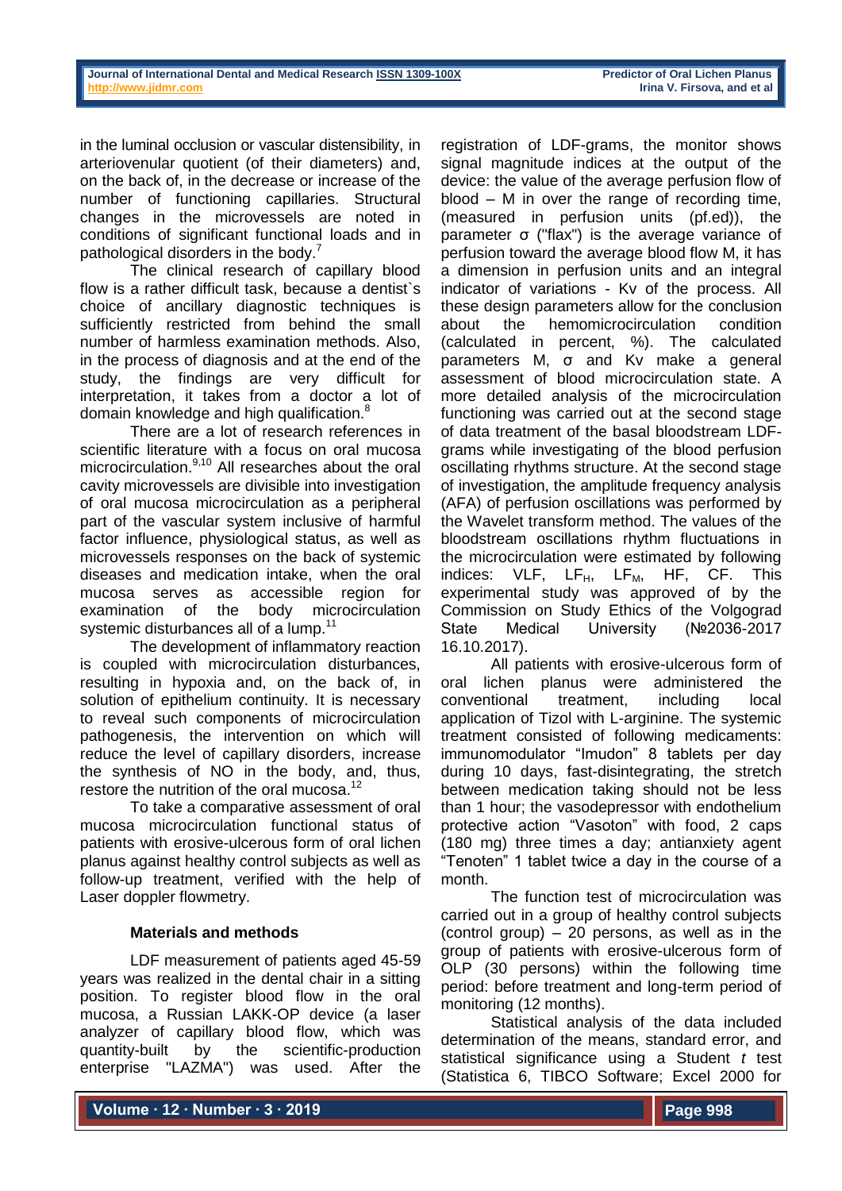in the luminal occlusion or vascular distensibility, in arteriovenular quotient (of their diameters) and, on the back of, in the decrease or increase of the number of functioning capillaries. Structural changes in the microvessels are noted in conditions of significant functional loads and in pathological disorders in the body.[7]

The clinical research of capillary blood flow is a rather difficult task, because a dentist`s choice of ancillary diagnostic techniques is sufficiently restricted from behind the small number of harmless examination methods. Also, in the process of diagnosis and at the end of the study, the findings are very difficult for interpretation, it takes from a doctor a lot of domain knowledge and high qualification.[8]

There are a lot of research references in scientific literature with a focus on oral mucosa microcirculation.[9,10] All researches about the oral cavity microvessels are divisible into investigation of oral mucosa microcirculation as a peripheral part of the vascular system inclusive of harmful factor influence, physiological status, as well as microvessels responses on the back of systemic diseases and medication intake, when the oral mucosa serves as accessible region for examination of the body microcirculation systemic disturbances all of a lump.[11]

The development of inflammatory reaction is coupled with microcirculation disturbances, resulting in hypoxia and, on the back of, in solution of epithelium continuity. It is necessary to reveal such components of microcirculation pathogenesis, the intervention on which will reduce the level of capillary disorders, increase the synthesis of NO in the body, and, thus, restore the nutrition of the oral mucosa.[12]

To take a comparative assessment of oral mucosa microcirculation functional status of patients with erosive-ulcerous form of oral lichen planus against healthy control subjects as well as follow-up treatment, verified with the help of Laser doppler flowmetry.

### Materials and methods

LDF measurement of patients aged 45-59 years was realized in the dental chair in a sitting position. To register blood flow in the oral mucosa, a Russian LAKK-OP device (a laser analyzer of capillary blood flow, which was quantity-built by the scientific-production enterprise "LAZMA") was used. After the registration of LDF-grams, the monitor shows signal magnitude indices at the output of the device: the value of the average perfusion flow of blood – M in over the range of recording time, (measured in perfusion units (pf.ed)), the parameter σ ("flax") is the average variance of perfusion toward the average blood flow M, it has a dimension in perfusion units and an integral indicator of variations - Kv of the process. All these design parameters allow for the conclusion about the hemomicrocirculation condition (calculated in percent, %). The calculated parameters M, σ and Kv make a general assessment of blood microcirculation state. A more detailed analysis of the microcirculation functioning was carried out at the second stage of data treatment of the basal bloodstream LDF-grams while investigating of the blood perfusion oscillating rhythms structure. At the second stage of investigation, the amplitude frequency analysis (AFA) of perfusion oscillations was performed by the Wavelet transform method. The values of the bloodstream oscillations rhythm fluctuations in the microcirculation were estimated by following indices: VLF, $LF_H$, $LF_M$, HF, CF. This experimental study was approved of by the Commission on Study Ethics of the Volgograd State Medical University (№2036-2017 16.10.2017).

All patients with erosive-ulcerous form of oral lichen planus were administered the conventional treatment, including local application of Tizol with L-arginine. The systemic treatment consisted of following medicaments: immunomodulator "Imudon" 8 tablets per day during 10 days, fast-disintegrating, the stretch between medication taking should not be less than 1 hour; the vasodepressor with endothelium protective action "Vasoton" with food, 2 caps (180 mg) three times a day; antianxiety agent "Tenoten" 1 tablet twice a day in the course of a month.

The function test of microcirculation was carried out in a group of healthy control subjects (control group) – 20 persons, as well as in the group of patients with erosive-ulcerous form of OLP (30 persons) within the following time period: before treatment and long-term period of monitoring (12 months).

Statistical analysis of the data included determination of the means, standard error, and statistical significance using a Student *t* test (Statistica 6, TIBCO Software; Excel 2000 for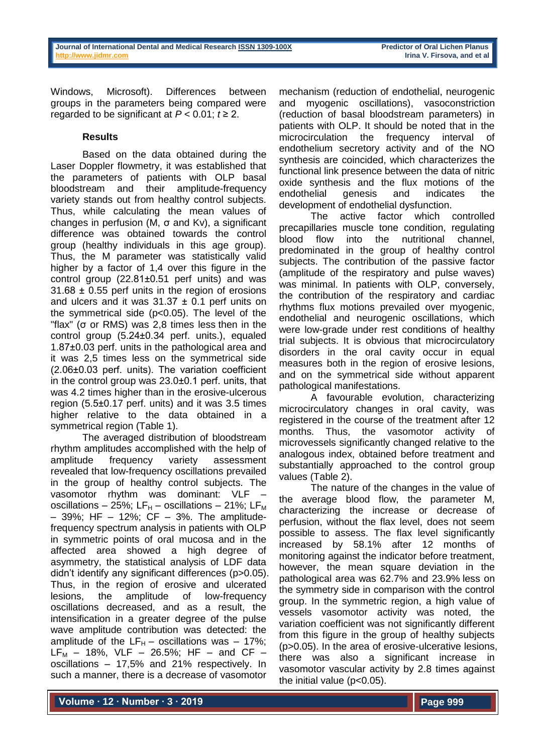Windows, Microsoft). Differences between groups in the parameters being compared were regarded to be significant at $P < 0.01$; $t \geq 2$.

## Results

Based on the data obtained during the Laser Doppler flowmetry, it was established that the parameters of patients with OLP basal bloodstream and their amplitude-frequency variety stands out from healthy control subjects. Thus, while calculating the mean values of changes in perfusion (M, σ and Kv), a significant difference was obtained towards the control group (healthy individuals in this age group). Thus, the M parameter was statistically valid higher by a factor of 1,4 over this figure in the control group (22.81±0.51 perf units) and was 31.68 ± 0.55 perf units in the region of erosions and ulcers and it was 31.37 ± 0.1 perf units on the symmetrical side (p<0.05). The level of the "flax" (σ or RMS) was 2,8 times less then in the control group (5.24±0.34 perf. units.), equaled 1.87±0.03 perf. units in the pathological area and it was 2,5 times less on the symmetrical side (2.06±0.03 perf. units). The variation coefficient in the control group was 23.0±0.1 perf. units, that was 4.2 times higher than in the erosive-ulcerous region (5.5±0.17 perf. units) and it was 3.5 times higher relative to the data obtained in a symmetrical region (Table 1).

The averaged distribution of bloodstream rhythm amplitudes accomplished with the help of amplitude frequency variety assessment revealed that low-frequency oscillations prevailed in the group of healthy control subjects. The vasomotor rhythm was dominant: VLF – oscillations – 25%; $LF_H$ – oscillations – 21%; $LF_M$ – 39%; HF – 12%; CF – 3%. The amplitude-frequency spectrum analysis in patients with OLP in symmetric points of oral mucosa and in the affected area showed a high degree of asymmetry, the statistical analysis of LDF data didn't identify any significant differences (p>0.05). Thus, in the region of erosive and ulcerated lesions, the amplitude of low-frequency oscillations decreased, and as a result, the intensification in a greater degree of the pulse wave amplitude contribution was detected: the amplitude of the $LF_H$ – oscillations was – 17%; $LF_M$ – 18%, VLF – 26.5%; HF – and CF – oscillations – 17,5% and 21% respectively. In such a manner, there is a decrease of vasomotor mechanism (reduction of endothelial, neurogenic and myogenic oscillations), vasoconstriction (reduction of basal bloodstream parameters) in patients with OLP. It should be noted that in the microcirculation the frequency interval of endothelium secretory activity and of the NO synthesis are coincided, which characterizes the functional link presence between the data of nitric oxide synthesis and the flux motions of the endothelial genesis and indicates the development of endothelial dysfunction.

The active factor which controlled precapillaries muscle tone condition, regulating blood flow into the nutritional channel, predominated in the group of healthy control subjects. The contribution of the passive factor (amplitude of the respiratory and pulse waves) was minimal. In patients with OLP, conversely, the contribution of the respiratory and cardiac rhythms flux motions prevailed over myogenic, endothelial and neurogenic oscillations, which were low-grade under rest conditions of healthy trial subjects. It is obvious that microcirculatory disorders in the oral cavity occur in equal measures both in the region of erosive lesions, and on the symmetrical side without apparent pathological manifestations.

A favourable evolution, characterizing microcirculatory changes in oral cavity, was registered in the course of the treatment after 12 months. Thus, the vasomotor activity of microvessels significantly changed relative to the analogous index, obtained before treatment and substantially approached to the control group values (Table 2).

The nature of the changes in the value of the average blood flow, the parameter M, characterizing the increase or decrease of perfusion, without the flax level, does not seem possible to assess. The flax level significantly increased by 58.1% after 12 months of monitoring against the indicator before treatment, however, the mean square deviation in the pathological area was 62.7% and 23.9% less on the symmetry side in comparison with the control group. In the symmetric region, a high value of vessels vasomotor activity was noted, the variation coefficient was not significantly different from this figure in the group of healthy subjects (p>0.05). In the area of erosive-ulcerative lesions, there was also a significant increase in vasomotor vascular activity by 2.8 times against the initial value (p<0.05).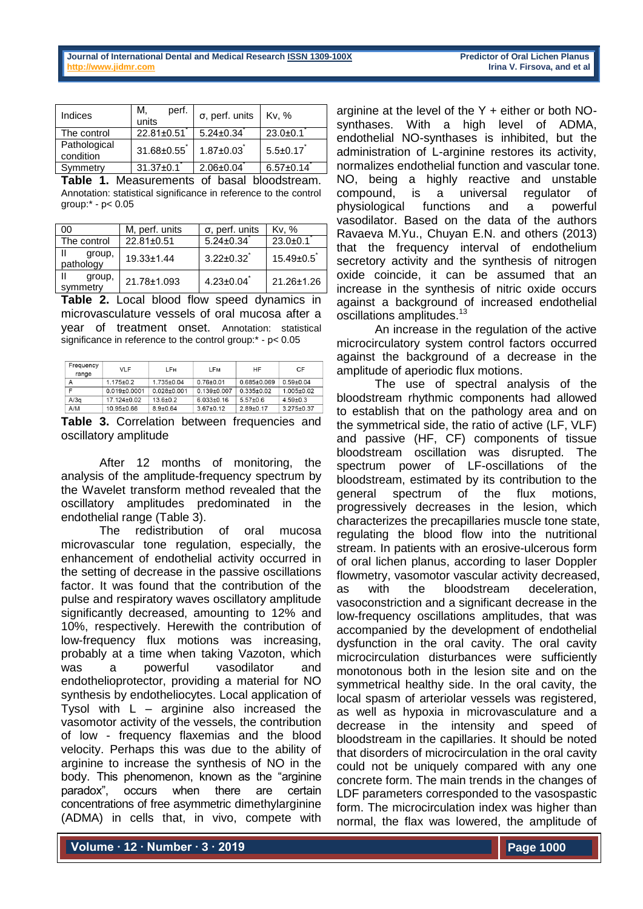| Indices | M, perf. units | σ, perf. units | Kv, % |
|---|---|---|---|
| The control | 22.81±0.51* | 5.24±0.34* | 23.0±0.1* |
| Pathological condition | 31.68±0.55* | 1.87±0.03* | 5.5±0.17* |
| Symmetry | 31.37±0.1* | 2.06±0.04* | 6.57±0.14* |

**Table 1.** Measurements of basal bloodstream. Annotation: statistical significance in reference to the control group:* - $p < 0.05$

| 00 | M, perf. units | σ, perf. units | Kv, % |
|---|---|---|---|
| The control | 22.81±0.51 | 5.24±0.34* | 23.0±0.1* |
| II group, pathology | 19.33±1.44 | 3.22±0.32* | 15.49±0.5* |
| II group, symmetry | 21.78±1.093 | 4.23±0.04* | 21.26±1.26 |

**Table 2.** Local blood flow speed dynamics in microvasculature vessels of oral mucosa after a year of treatment onset. Annotation: statistical significance in reference to the control group:* - $p < 0.05$

| Frequency range | VLF | LFн | LFм | HF | CF |
|---|---|---|---|---|---|
| A | 1.175±0.2 | 1.735±0.04 | 0.76±0.01 | 0.685±0.069 | 0.59±0.04 |
| F | 0.019±0.0001 | 0.028±0.001 | 0.139±0.007 | 0.335±0.02 | 1.005±0.02 |
| A/3σ | 17.124±0.02 | 13.6±0.2 | 6.033±0.16 | 5.57±0.6 | 4.59±0.3 |
| A/M | 10.95±0.66 | 8.9±0.64 | 3.67±0.12 | 2.89±0.17 | 3.275±0.37 |

**Table 3.** Correlation between frequencies and oscillatory amplitude

After 12 months of monitoring, the analysis of the amplitude-frequency spectrum by the Wavelet transform method revealed that the oscillatory amplitudes predominated in the endothelial range (Table 3).

The redistribution of oral mucosa microvascular tone regulation, especially, the enhancement of endothelial activity occurred in the setting of decrease in the passive oscillations factor. It was found that the contribution of the pulse and respiratory waves oscillatory amplitude significantly decreased, amounting to 12% and 10%, respectively. Herewith the contribution of low-frequency flux motions was increasing, probably at a time when taking Vazoton, which was a powerful vasodilator and endothelioprotector, providing a material for NO synthesis by endotheliocytes. Local application of Tysol with L – arginine also increased the vasomotor activity of the vessels, the contribution of low - frequency flaxemias and the blood velocity. Perhaps this was due to the ability of arginine to increase the synthesis of NO in the body. This phenomenon, known as the "arginine paradox", occurs when there are certain concentrations of free asymmetric dimethylarginine (ADMA) in cells that, in vivo, compete with arginine at the level of the Y + either or both NO-synthases. With a high level of ADMA, endothelial NO-synthases is inhibited, but the administration of L-arginine restores its activity, normalizes endothelial function and vascular tone. NO, being a highly reactive and unstable compound, is a universal regulator of physiological functions and a powerful vasodilator. Based on the data of the authors Ravaeva M.Yu., Chuyan E.N. and others (2013) that the frequency interval of endothelium secretory activity and the synthesis of nitrogen oxide coincide, it can be assumed that an increase in the synthesis of nitric oxide occurs against a background of increased endothelial oscillations amplitudes.[13]

An increase in the regulation of the active microcirculatory system control factors occurred against the background of a decrease in the amplitude of aperiodic flux motions.

The use of spectral analysis of the bloodstream rhythmic components had allowed to establish that on the pathology area and on the symmetrical side, the ratio of active (LF, VLF) and passive (HF, CF) components of tissue bloodstream oscillation was disrupted. The spectrum power of LF-oscillations of the bloodstream, estimated by its contribution to the general spectrum of the flux motions, progressively decreases in the lesion, which characterizes the precapillaries muscle tone state, regulating the blood flow into the nutritional stream. In patients with an erosive-ulcerous form of oral lichen planus, according to laser Doppler flowmetry, vasomotor vascular activity decreased, as with the bloodstream deceleration, vasoconstriction and a significant decrease in the low-frequency oscillations amplitudes, that was accompanied by the development of endothelial dysfunction in the oral cavity. The oral cavity microcirculation disturbances were sufficiently monotonous both in the lesion site and on the symmetrical healthy side. In the oral cavity, the local spasm of arteriolar vessels was registered, as well as hypoxia in microvasculature and a decrease in the intensity and speed of bloodstream in the capillaries. It should be noted that disorders of microcirculation in the oral cavity could not be uniquely compared with any one concrete form. The main trends in the changes of LDF parameters corresponded to the vasospastic form. The microcirculation index was higher than normal, the flax was lowered, the amplitude of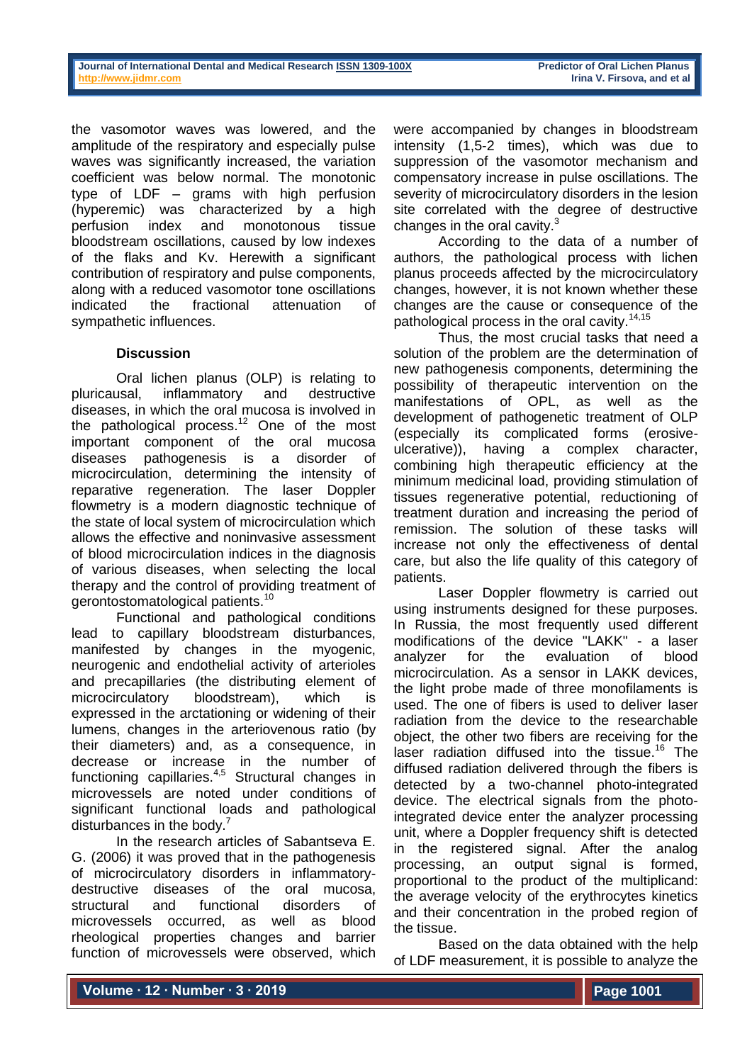the vasomotor waves was lowered, and the amplitude of the respiratory and especially pulse waves was significantly increased, the variation coefficient was below normal. The monotonic type of LDF – grams with high perfusion (hyperemic) was characterized by a high perfusion index and monotonous tissue bloodstream oscillations, caused by low indexes of the flaks and Kv. Herewith a significant contribution of respiratory and pulse components, along with a reduced vasomotor tone oscillations indicated the fractional attenuation of sympathetic influences.

### Discussion

Oral lichen planus (OLP) is relating to pluricausal, inflammatory and destructive diseases, in which the oral mucosa is involved in the pathological process.[12] One of the most important component of the oral mucosa diseases pathogenesis is a disorder of microcirculation, determining the intensity of reparative regeneration. The laser Doppler flowmetry is a modern diagnostic technique of the state of local system of microcirculation which allows the effective and noninvasive assessment of blood microcirculation indices in the diagnosis of various diseases, when selecting the local therapy and the control of providing treatment of gerontostomatological patients.[10]

Functional and pathological conditions lead to capillary bloodstream disturbances, manifested by changes in the myogenic, neurogenic and endothelial activity of arterioles and precapillaries (the distributing element of microcirculatory bloodstream), which is expressed in the arctationing or widening of their lumens, changes in the arteriovenous ratio (by their diameters) and, as a consequence, in decrease or increase in the number of functioning capillaries.[4,5] Structural changes in microvessels are noted under conditions of significant functional loads and pathological disturbances in the body.[7]

In the research articles of Sabantseva E. G. (2006) it was proved that in the pathogenesis of microcirculatory disorders in inflammatory-destructive diseases of the oral mucosa, structural and functional disorders of microvessels occurred, as well as blood rheological properties changes and barrier function of microvessels were observed, which were accompanied by changes in bloodstream intensity (1,5-2 times), which was due to suppression of the vasomotor mechanism and compensatory increase in pulse oscillations. The severity of microcirculatory disorders in the lesion site correlated with the degree of destructive changes in the oral cavity.[3]

According to the data of a number of authors, the pathological process with lichen planus proceeds affected by the microcirculatory changes, however, it is not known whether these changes are the cause or consequence of the pathological process in the oral cavity.[14,15]

Thus, the most crucial tasks that need a solution of the problem are the determination of new pathogenesis components, determining the possibility of therapeutic intervention on the manifestations of OPL, as well as the development of pathogenetic treatment of OLP (especially its complicated forms (erosive-ulcerative)), having a complex character, combining high therapeutic efficiency at the minimum medicinal load, providing stimulation of tissues regenerative potential, reductioning of treatment duration and increasing the period of remission. The solution of these tasks will increase not only the effectiveness of dental care, but also the life quality of this category of patients.

Laser Doppler flowmetry is carried out using instruments designed for these purposes. In Russia, the most frequently used different modifications of the device "LAKK" - a laser analyzer for the evaluation of blood microcirculation. As a sensor in LAKK devices, the light probe made of three monofilaments is used. The one of fibers is used to deliver laser radiation from the device to the researchable object, the other two fibers are receiving for the laser radiation diffused into the tissue.[16] The diffused radiation delivered through the fibers is detected by a two-channel photo-integrated device. The electrical signals from the photo-integrated device enter the analyzer processing unit, where a Doppler frequency shift is detected in the registered signal. After the analog processing, an output signal is formed, proportional to the product of the multiplicand: the average velocity of the erythrocytes kinetics and their concentration in the probed region of the tissue.

Based on the data obtained with the help of LDF measurement, it is possible to analyze the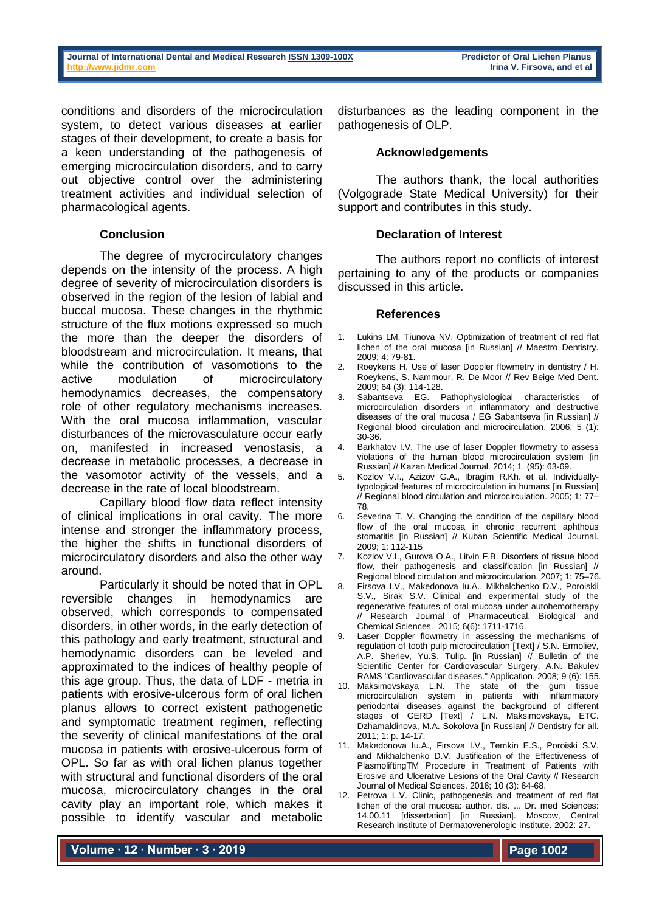conditions and disorders of the microcirculation system, to detect various diseases at earlier stages of their development, to create a basis for a keen understanding of the pathogenesis of emerging microcirculation disorders, and to carry out objective control over the administering treatment activities and individual selection of pharmacological agents.

## Conclusion

The degree of mycrocirculatory changes depends on the intensity of the process. A high degree of severity of microcirculation disorders is observed in the region of the lesion of labial and buccal mucosa. These changes in the rhythmic structure of the flux motions expressed so much the more than the deeper the disorders of bloodstream and microcirculation. It means, that while the contribution of vasomotions to the active modulation of microcirculatory hemodynamics decreases, the compensatory role of other regulatory mechanisms increases. With the oral mucosa inflammation, vascular disturbances of the microvasculature occur early on, manifested in increased venostasis, a decrease in metabolic processes, a decrease in the vasomotor activity of the vessels, and a decrease in the rate of local bloodstream.

Capillary blood flow data reflect intensity of clinical implications in oral cavity. The more intense and stronger the inflammatory process, the higher the shifts in functional disorders of microcirculatory disorders and also the other way around.

Particularly it should be noted that in OPL reversible changes in hemodynamics are observed, which corresponds to compensated disorders, in other words, in the early detection of this pathology and early treatment, structural and hemodynamic disorders can be leveled and approximated to the indices of healthy people of this age group. Thus, the data of LDF - metria in patients with erosive-ulcerous form of oral lichen planus allows to correct existent pathogenetic and symptomatic treatment regimen, reflecting the severity of clinical manifestations of the oral mucosa in patients with erosive-ulcerous form of OPL. So far as with oral lichen planus together with structural and functional disorders of the oral mucosa, microcirculatory changes in the oral cavity play an important role, which makes it possible to identify vascular and metabolic disturbances as the leading component in the pathogenesis of OLP.

## Acknowledgements

The authors thank, the local authorities (Volgograde State Medical University) for their support and contributes in this study.

## Declaration of Interest

The authors report no conflicts of interest pertaining to any of the products or companies discussed in this article.

## References

1. Lukins LM, Tiunova NV. Optimization of treatment of red flat lichen of the oral mucosa [in Russian] // Maestro Dentistry. 2009; 4: 79-81.
2. Roeykens H. Use of laser Doppler flowmetry in dentistry / H. Roeykens, S. Nammour, R. De Moor // Rev Beige Med Dent. 2009; 64 (3): 114-128.
3. Sabantseva EG. Pathophysiological characteristics of microcirculation disorders in inflammatory and destructive diseases of the oral mucosa / EG Sabantseva [in Russian] // Regional blood circulation and microcirculation. 2006; 5 (1): 30-36.
4. Barkhatov I.V. The use of laser Doppler flowmetry to assess violations of the human blood microcirculation system [in Russian] // Kazan Medical Journal. 2014; 1. (95): 63-69.
5. Kozlov V.I., Azizov G.A., Ibragim R.Kh. et al. Individually-typological features of microcirculation in humans [in Russian] // Regional blood circulation and microcirculation. 2005; 1: 77–78.
6. Severina T. V. Changing the condition of the capillary blood flow of the oral mucosa in chronic recurrent aphthous stomatitis [in Russian] // Kuban Scientific Medical Journal. 2009; 1: 112-115
7. Kozlov V.I., Gurova O.A., Litvin F.B. Disorders of tissue blood flow, their pathogenesis and classification [in Russian] // Regional blood circulation and microcirculation. 2007; 1: 75–76.
8. Firsova I.V., Makedonova Iu.A., Mikhalchenko D.V., Poroiskii S.V., Sirak S.V. Clinical and experimental study of the regenerative features of oral mucosa under autohemotherapy // Research Journal of Pharmaceutical, Biological and Chemical Sciences. 2015; 6(6): 1711-1716.
9. Laser Doppler flowmetry in assessing the mechanisms of regulation of tooth pulp microcirculation [Text] / S.N. Ermoliev, A.P. Sheriev, Yu.S. Tulip. [in Russian] // Bulletin of the Scientific Center for Cardiovascular Surgery. A.N. Bakulev RAMS "Cardiovascular diseases." Application. 2008; 9 (6): 155.
10. Maksimovskaya L.N. The state of the gum tissue microcirculation system in patients with inflammatory periodontal diseases against the background of different stages of GERD [Text] / L.N. Maksimovskaya, ETC. Dzhamaldinova, M.A. Sokolova [in Russian] // Dentistry for all. 2011; 1: p. 14-17.
11. Makedonova Iu.A., Firsova I.V., Temkin E.S., Poroiski S.V. and Mikhalchenko D.V. Justification of the Effectiveness of PlasmoliftingTM Procedure in Treatment of Patients with Erosive and Ulcerative Lesions of the Oral Cavity // Research Journal of Medical Sciences. 2016; 10 (3): 64-68.
12. Petrova L.V. Clinic, pathogenesis and treatment of red flat lichen of the oral mucosa: author. dis. ... Dr. med Sciences: 14.00.11 [dissertation] [in Russian]. Moscow, Central Research Institute of Dermatovenerologic Institute. 2002: 27.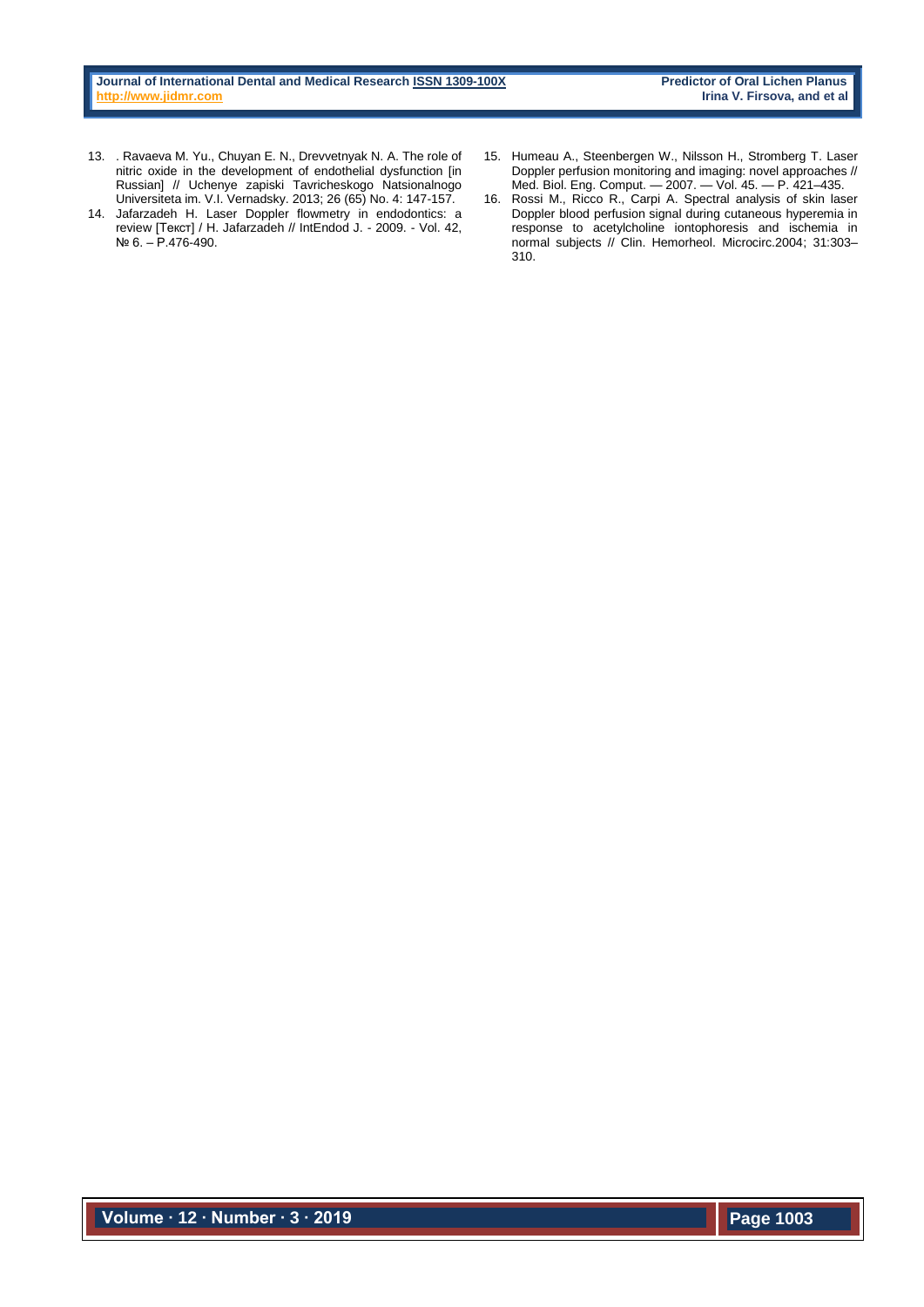13. . Ravaeva M. Yu., Chuyan E. N., Drevvetnyak N. A. The role of nitric oxide in the development of endothelial dysfunction [in Russian] // Uchenye zapiski Tavricheskogo Natsionalnogo Universiteta im. V.I. Vernadsky. 2013; 26 (65) No. 4: 147-157.
14. Jafarzadeh H. Laser Doppler flowmetry in endodontics: a review [Текст] / H. Jafarzadeh // IntEndod J. - 2009. - Vol. 42, № 6. – P.476-490.
15. Humeau A., Steenbergen W., Nilsson H., Stromberg T. Laser Doppler perfusion monitoring and imaging: novel approaches // Med. Biol. Eng. Comput. — 2007. — Vol. 45. — P. 421–435.
16. Rossi M., Ricco R., Carpi A. Spectral analysis of skin laser Doppler blood perfusion signal during cutaneous hyperemia in response to acetylcholine iontophoresis and ischemia in normal subjects // Clin. Hemorheol. Microcirc.2004; 31:303–310.